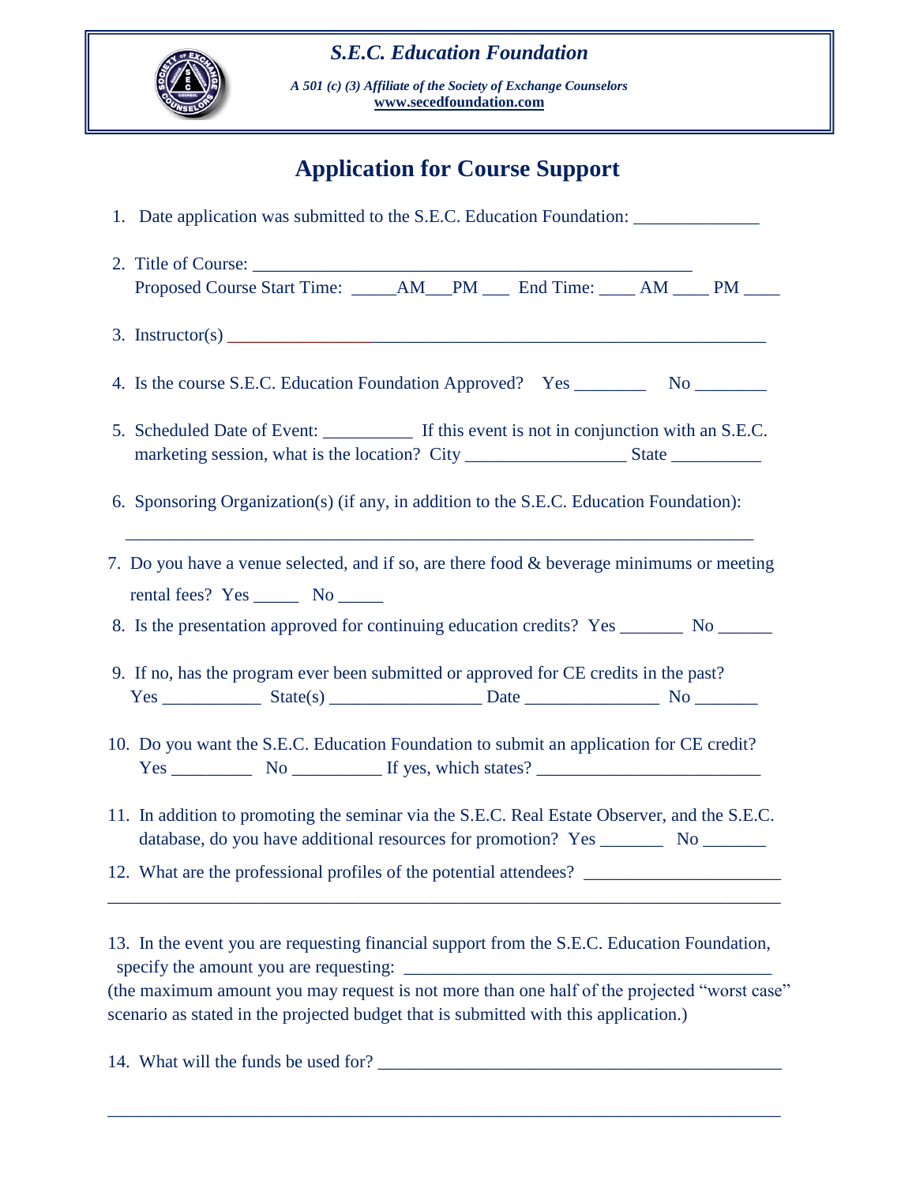**S.E.C. Education Foundation**

*A 501 (c) (3) Affiliate of the Society of Exchange Counselors*
**www.secedfoundation.com**

# Application for Course Support

1. Date application was submitted to the S.E.C. Education Foundation: ______________

2. Title of Course: __________________________________________________
   Proposed Course Start Time: _____AM___PM ___ End Time: ____ AM ____ PM ____

3. Instructor(s) ____________________________________________________________

4. Is the course S.E.C. Education Foundation Approved? Yes ________ No ________

5. Scheduled Date of Event: __________ If this event is not in conjunction with an S.E.C. marketing session, what is the location? City _________________ State __________

6. Sponsoring Organization(s) (if any, in addition to the S.E.C. Education Foundation):

   ________________________________________________________________________

7. Do you have a venue selected, and if so, are there food & beverage minimums or meeting rental fees? Yes _____ No _____

8. Is the presentation approved for continuing education credits? Yes _______ No ______

9. If no, has the program ever been submitted or approved for CE credits in the past?
   Yes ___________ State(s) _________________ Date _______________ No _______

10. Do you want the S.E.C. Education Foundation to submit an application for CE credit?
    Yes _________ No __________ If yes, which states? _________________________

11. In addition to promoting the seminar via the S.E.C. Real Estate Observer, and the S.E.C. database, do you have additional resources for promotion? Yes _______ No _______

12. What are the professional profiles of the potential attendees? _____________________
    ____________________________________________________________________________

13. In the event you are requesting financial support from the S.E.C. Education Foundation, specify the amount you are requesting: _________________________________________
    (the maximum amount you may request is not more than one half of the projected "worst case" scenario as stated in the projected budget that is submitted with this application.)

14. What will the funds be used for? ______________________________________________

    ____________________________________________________________________________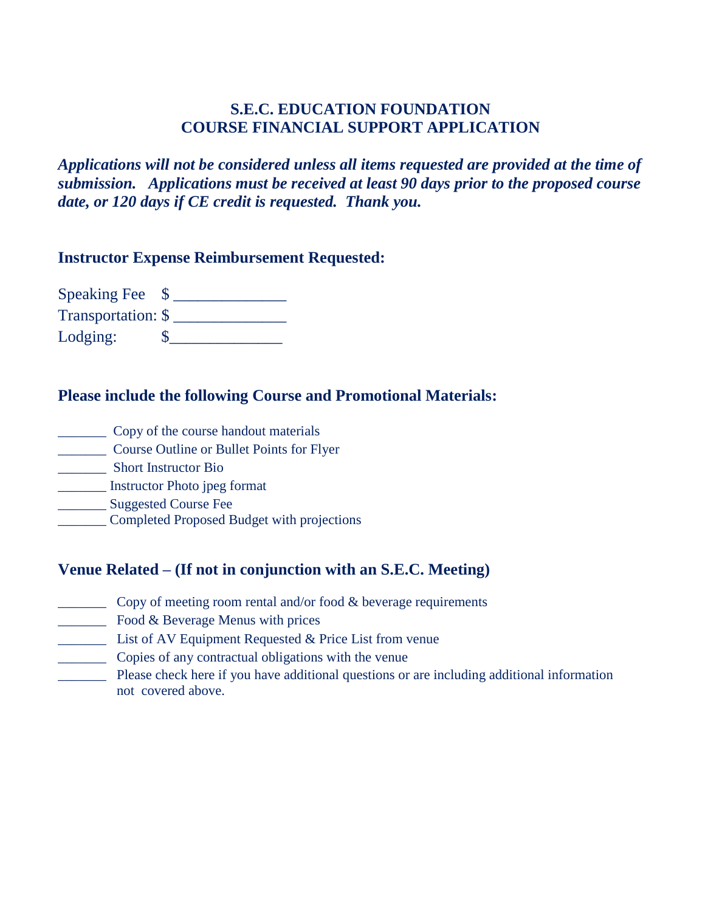# S.E.C. EDUCATION FOUNDATION
# COURSE FINANCIAL SUPPORT APPLICATION

***Applications will not be considered unless all items requested are provided at the time of submission. Applications must be received at least 90 days prior to the proposed course date, or 120 days if CE credit is requested. Thank you.***

## Instructor Expense Reimbursement Requested:

Speaking Fee $ ______________

Transportation: $ ______________

Lodging: $______________

## Please include the following Course and Promotional Materials:

_______ Copy of the course handout materials

_______ Course Outline or Bullet Points for Flyer

_______ Short Instructor Bio

_______ Instructor Photo jpeg format

_______ Suggested Course Fee

_______ Completed Proposed Budget with projections

## Venue Related – (If not in conjunction with an S.E.C. Meeting)

_______ Copy of meeting room rental and/or food & beverage requirements

_______ Food & Beverage Menus with prices

_______ List of AV Equipment Requested & Price List from venue

_______ Copies of any contractual obligations with the venue

_______ Please check here if you have additional questions or are including additional information not covered above.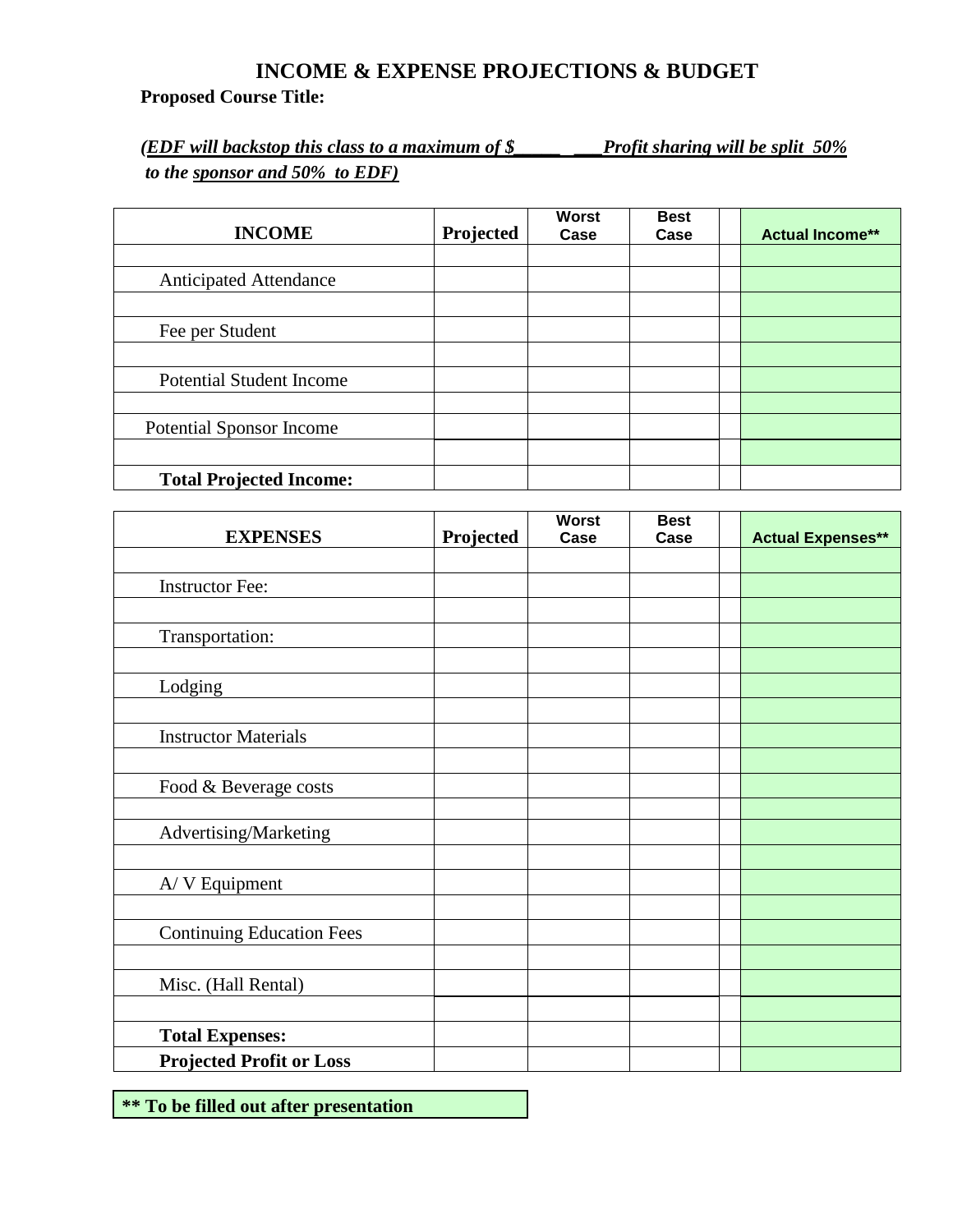# INCOME & EXPENSE PROJECTIONS & BUDGET

**Proposed Course Title:**

***(EDF will backstop this class to a maximum of $_____ ___Profit sharing will be split 50% to the sponsor and 50% to EDF)***

| INCOME | Projected | Worst Case | Best Case | | Actual Income** |
|---|---|---|---|---|---|
| | | | | | |
| Anticipated Attendance | | | | | |
| | | | | | |
| Fee per Student | | | | | |
| | | | | | |
| Potential Student Income | | | | | |
| | | | | | |
| Potential Sponsor Income | | | | | |
| | | | | | |
| **Total Projected Income:** | | | | | |

| EXPENSES | Projected | Worst Case | Best Case | | Actual Expenses** |
|---|---|---|---|---|---|
| | | | | | |
| Instructor Fee: | | | | | |
| | | | | | |
| Transportation: | | | | | |
| | | | | | |
| Lodging | | | | | |
| | | | | | |
| Instructor Materials | | | | | |
| | | | | | |
| Food & Beverage costs | | | | | |
| | | | | | |
| Advertising/Marketing | | | | | |
| | | | | | |
| A/ V Equipment | | | | | |
| | | | | | |
| Continuing Education Fees | | | | | |
| | | | | | |
| Misc. (Hall Rental) | | | | | |
| | | | | | |
| **Total Expenses:** | | | | | |
| **Projected Profit or Loss** | | | | | |

**** To be filled out after presentation**